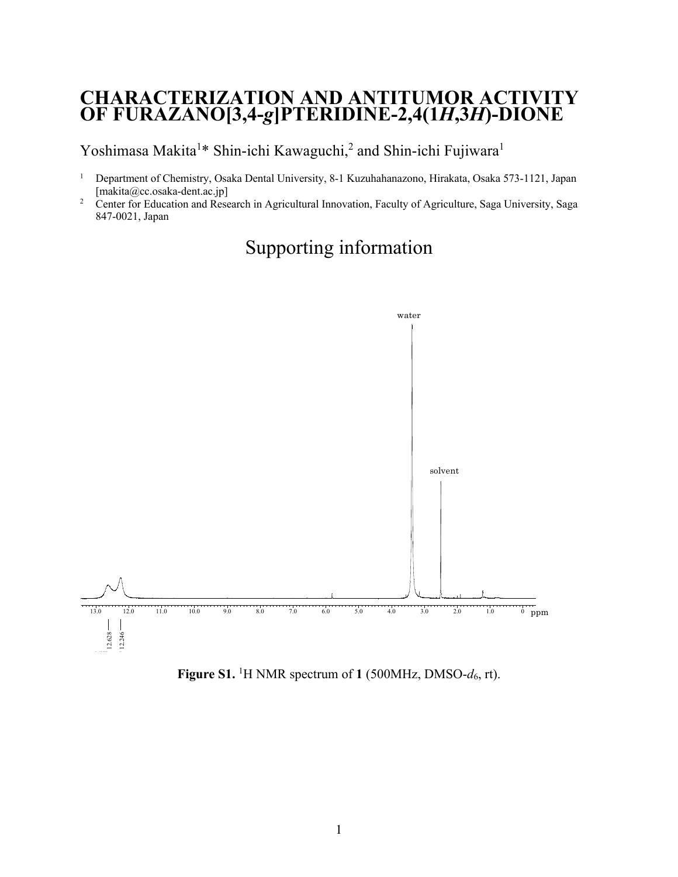# CHARACTERIZATION AND ANTITUMOR ACTIVITY OF FURAZANO[3,4-*g*]PTERIDINE-2,4(1*H*,3*H*)-DIONE

Yoshimasa Makita[1]* Shin-ichi Kawaguchi,[2] and Shin-ichi Fujiwara[1]

[1] Department of Chemistry, Osaka Dental University, 8-1 Kuzuhahanazono, Hirakata, Osaka 573-1121, Japan [makita@cc.osaka-dent.ac.jp]

[2] Center for Education and Research in Agricultural Innovation, Faculty of Agriculture, Saga University, Saga 847-0021, Japan

## Supporting information

**Figure S1.** $^1$H NMR spectrum of **1** (500MHz, DMSO-$d_6$, rt).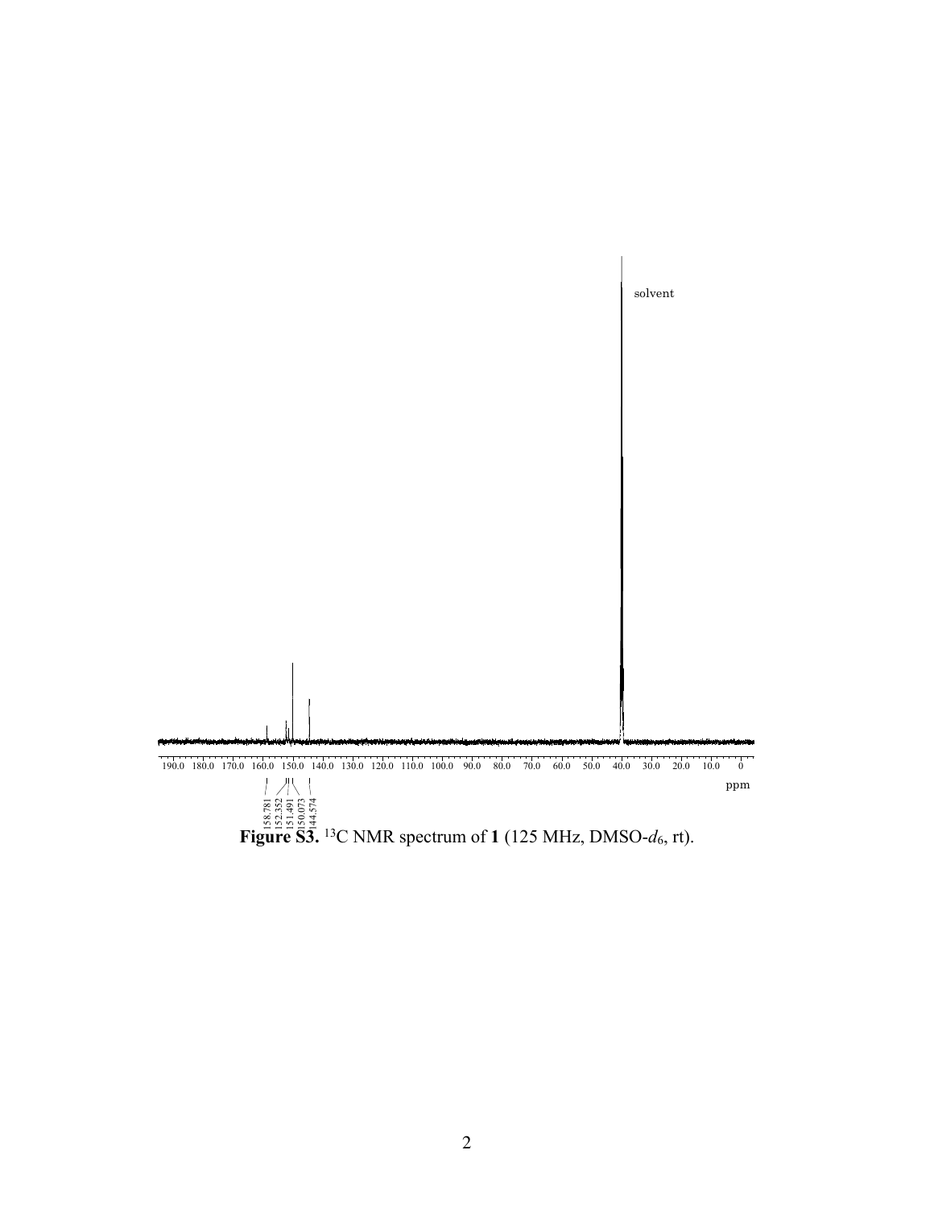**Figure S3.** $^{13}C$ NMR spectrum of **1** (125 MHz, DMSO-$d_6$, rt).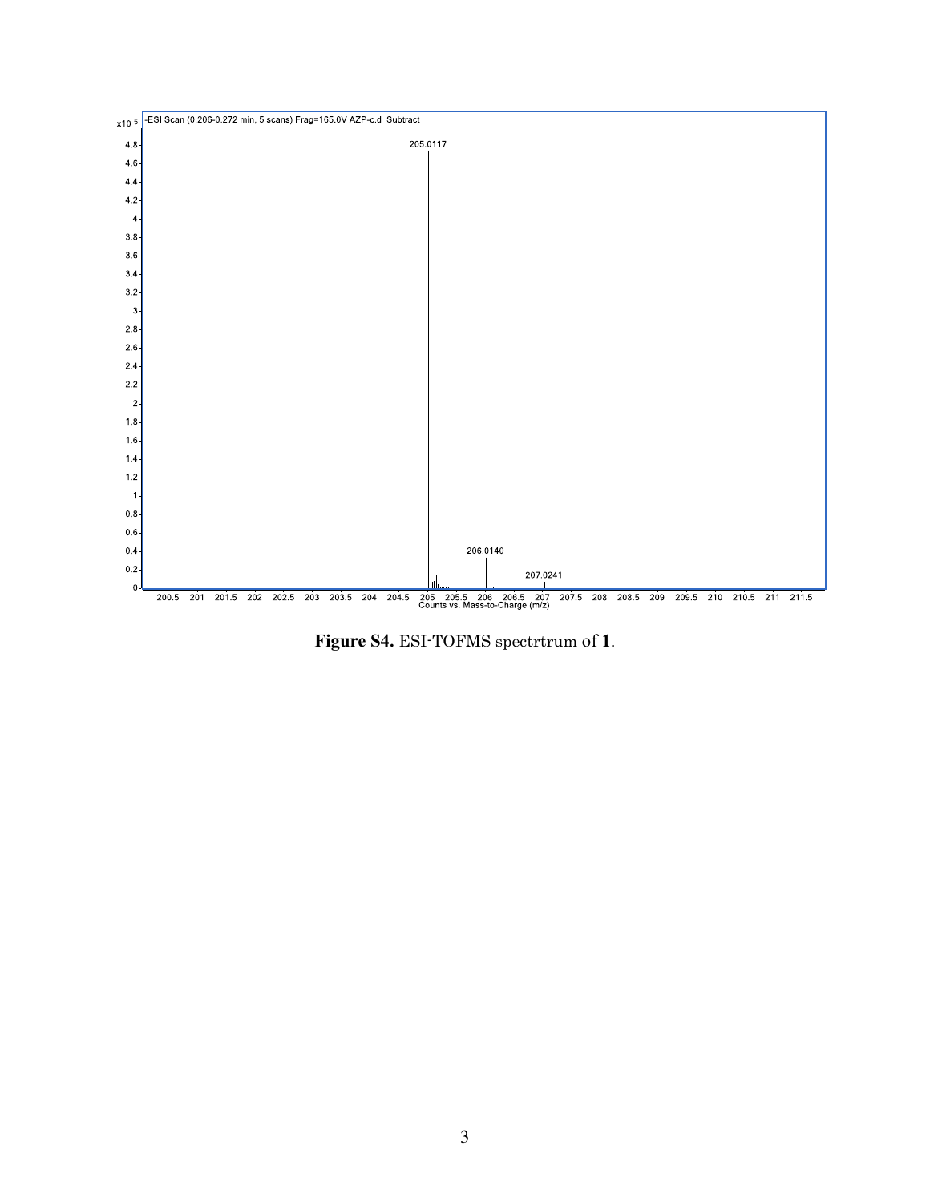**Figure S4.** ESI-TOFMS spectrtrum of **1**.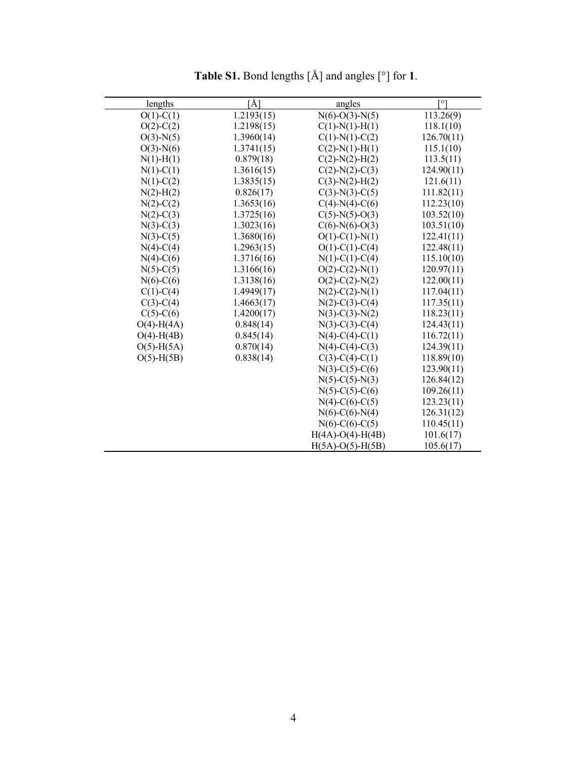**Table S1.** Bond lengths [Å] and angles [°] for **1**.

| lengths | [Å] | angles | [°] |
|---|---|---|---|
| O(1)-C(1) | 1.2193(15) | N(6)-O(3)-N(5) | 113.26(9) |
| O(2)-C(2) | 1.2198(15) | C(1)-N(1)-H(1) | 118.1(10) |
| O(3)-N(5) | 1.3960(14) | C(1)-N(1)-C(2) | 126.70(11) |
| O(3)-N(6) | 1.3741(15) | C(2)-N(1)-H(1) | 115.1(10) |
| N(1)-H(1) | 0.879(18) | C(2)-N(2)-H(2) | 113.5(11) |
| N(1)-C(1) | 1.3616(15) | C(2)-N(2)-C(3) | 124.90(11) |
| N(1)-C(2) | 1.3835(15) | C(3)-N(2)-H(2) | 121.6(11) |
| N(2)-H(2) | 0.826(17) | C(3)-N(3)-C(5) | 111.82(11) |
| N(2)-C(2) | 1.3653(16) | C(4)-N(4)-C(6) | 112.23(10) |
| N(2)-C(3) | 1.3725(16) | C(5)-N(5)-O(3) | 103.52(10) |
| N(3)-C(3) | 1.3023(16) | C(6)-N(6)-O(3) | 103.51(10) |
| N(3)-C(5) | 1.3680(16) | O(1)-C(1)-N(1) | 122.41(11) |
| N(4)-C(4) | 1.2963(15) | O(1)-C(1)-C(4) | 122.48(11) |
| N(4)-C(6) | 1.3716(16) | N(1)-C(1)-C(4) | 115.10(10) |
| N(5)-C(5) | 1.3166(16) | O(2)-C(2)-N(1) | 120.97(11) |
| N(6)-C(6) | 1.3138(16) | O(2)-C(2)-N(2) | 122.00(11) |
| C(1)-C(4) | 1.4949(17) | N(2)-C(2)-N(1) | 117.04(11) |
| C(3)-C(4) | 1.4663(17) | N(2)-C(3)-C(4) | 117.35(11) |
| C(5)-C(6) | 1.4200(17) | N(3)-C(3)-N(2) | 118.23(11) |
| O(4)-H(4A) | 0.848(14) | N(3)-C(3)-C(4) | 124.43(11) |
| O(4)-H(4B) | 0.845(14) | N(4)-C(4)-C(1) | 116.72(11) |
| O(5)-H(5A) | 0.870(14) | N(4)-C(4)-C(3) | 124.39(11) |
| O(5)-H(5B) | 0.838(14) | C(3)-C(4)-C(1) | 118.89(10) |
| | | N(3)-C(5)-C(6) | 123.90(11) |
| | | N(5)-C(5)-N(3) | 126.84(12) |
| | | N(5)-C(5)-C(6) | 109.26(11) |
| | | N(4)-C(6)-C(5) | 123.23(11) |
| | | N(6)-C(6)-N(4) | 126.31(12) |
| | | N(6)-C(6)-C(5) | 110.45(11) |
| | | H(4A)-O(4)-H(4B) | 101.6(17) |
| | | H(5A)-O(5)-H(5B) | 105.6(17) |